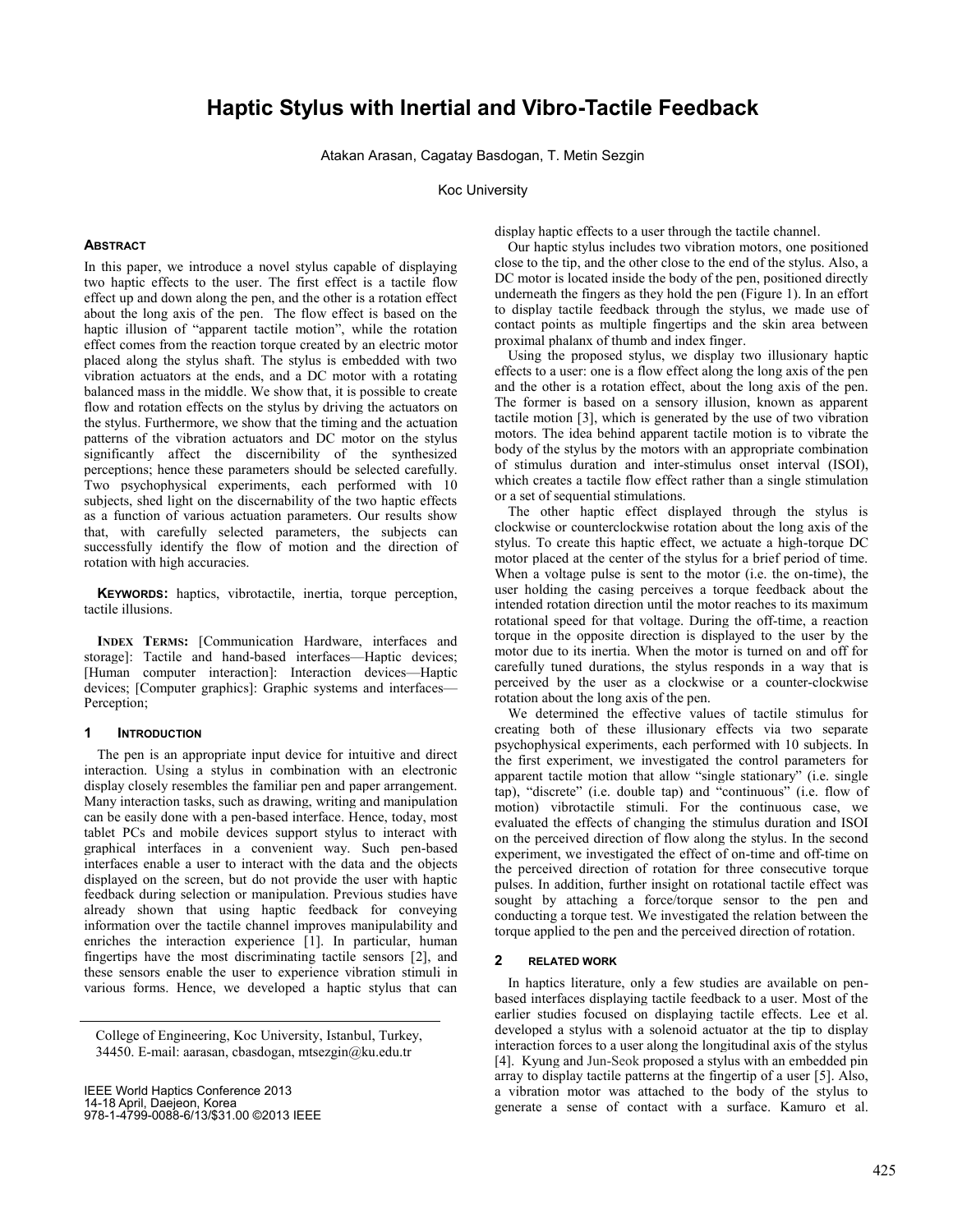# Haptic Stylus with Inertial and Vibro-Tactile Feedback

Atakan Arasan, Cagatay Basdogan, T. Metin Sezgin

Koc University

## Abstract

In this paper, we introduce a novel stylus capable of displaying two haptic effects to the user. The first effect is a tactile flow effect up and down along the pen, and the other is a rotation effect about the long axis of the pen. The flow effect is based on the haptic illusion of "apparent tactile motion", while the rotation effect comes from the reaction torque created by an electric motor placed along the stylus shaft. The stylus is embedded with two vibration actuators at the ends, and a DC motor with a rotating balanced mass in the middle. We show that, it is possible to create flow and rotation effects on the stylus by driving the actuators on the stylus. Furthermore, we show that the timing and the actuation patterns of the vibration actuators and DC motor on the stylus significantly affect the discernibility of the synthesized perceptions; hence these parameters should be selected carefully. Two psychophysical experiments, each performed with 10 subjects, shed light on the discernability of the two haptic effects as a function of various actuation parameters. Our results show that, with carefully selected parameters, the subjects can successfully identify the flow of motion and the direction of rotation with high accuracies.

**Keywords:** haptics, vibrotactile, inertia, torque perception, tactile illusions.

**Index Terms:** [Communication Hardware, interfaces and storage]: Tactile and hand-based interfaces—Haptic devices; [Human computer interaction]: Interaction devices—Haptic devices; [Computer graphics]: Graphic systems and interfaces—Perception;

## 1 Introduction

The pen is an appropriate input device for intuitive and direct interaction. Using a stylus in combination with an electronic display closely resembles the familiar pen and paper arrangement. Many interaction tasks, such as drawing, writing and manipulation can be easily done with a pen-based interface. Hence, today, most tablet PCs and mobile devices support stylus to interact with graphical interfaces in a convenient way. Such pen-based interfaces enable a user to interact with the data and the objects displayed on the screen, but do not provide the user with haptic feedback during selection or manipulation. Previous studies have already shown that using haptic feedback for conveying information over the tactile channel improves manipulability and enriches the interaction experience [1]. In particular, human fingertips have the most discriminating tactile sensors [2], and these sensors enable the user to experience vibration stimuli in various forms. Hence, we developed a haptic stylus that can display haptic effects to a user through the tactile channel.

Our haptic stylus includes two vibration motors, one positioned close to the tip, and the other close to the end of the stylus. Also, a DC motor is located inside the body of the pen, positioned directly underneath the fingers as they hold the pen (Figure 1). In an effort to display tactile feedback through the stylus, we made use of contact points as multiple fingertips and the skin area between proximal phalanx of thumb and index finger.

Using the proposed stylus, we display two illusionary haptic effects to a user: one is a flow effect along the long axis of the pen and the other is a rotation effect, about the long axis of the pen. The former is based on a sensory illusion, known as apparent tactile motion [3], which is generated by the use of two vibration motors. The idea behind apparent tactile motion is to vibrate the body of the stylus by the motors with an appropriate combination of stimulus duration and inter-stimulus onset interval (ISOI), which creates a tactile flow effect rather than a single stimulation or a set of sequential stimulations.

The other haptic effect displayed through the stylus is clockwise or counterclockwise rotation about the long axis of the stylus. To create this haptic effect, we actuate a high-torque DC motor placed at the center of the stylus for a brief period of time. When a voltage pulse is sent to the motor (i.e. the on-time), the user holding the casing perceives a torque feedback about the intended rotation direction until the motor reaches to its maximum rotational speed for that voltage. During the off-time, a reaction torque in the opposite direction is displayed to the user by the motor due to its inertia. When the motor is turned on and off for carefully tuned durations, the stylus responds in a way that is perceived by the user as a clockwise or a counter-clockwise rotation about the long axis of the pen.

We determined the effective values of tactile stimulus for creating both of these illusionary effects via two separate psychophysical experiments, each performed with 10 subjects. In the first experiment, we investigated the control parameters for apparent tactile motion that allow "single stationary" (i.e. single tap), "discrete" (i.e. double tap) and "continuous" (i.e. flow of motion) vibrotactile stimuli. For the continuous case, we evaluated the effects of changing the stimulus duration and ISOI on the perceived direction of flow along the stylus. In the second experiment, we investigated the effect of on-time and off-time on the perceived direction of rotation for three consecutive torque pulses. In addition, further insight on rotational tactile effect was sought by attaching a force/torque sensor to the pen and conducting a torque test. We investigated the relation between the torque applied to the pen and the perceived direction of rotation.

## 2 Related Work

In haptics literature, only a few studies are available on pen-based interfaces displaying tactile feedback to a user. Most of the earlier studies focused on displaying tactile effects. Lee et al. developed a stylus with a solenoid actuator at the tip to display interaction forces to a user along the longitudinal axis of the stylus [4]. Kyung and Jun-Seok proposed a stylus with an embedded pin array to display tactile patterns at the fingertip of a user [5]. Also, a vibration motor was attached to the body of the stylus to generate a sense of contact with a surface. Kamuro et al.

---

College of Engineering, Koc University, Istanbul, Turkey, 34450. E-mail: aarasan, cbasdogan, mtsezgin@ku.edu.tr

IEEE World Haptics Conference 2013
14-18 April, Daejeon, Korea
978-1-4799-0088-6/13/$31.00 ©2013 IEEE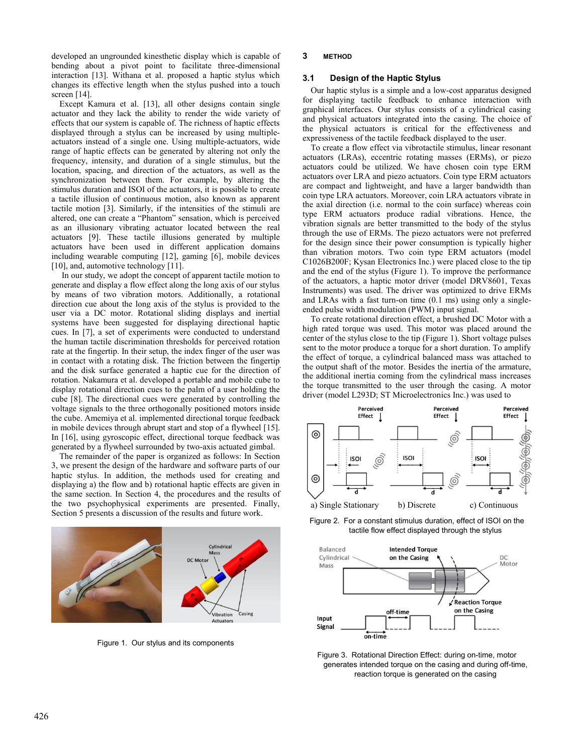developed an ungrounded kinesthetic display which is capable of bending about a pivot point to facilitate three-dimensional interaction [13]. Withana et al. proposed a haptic stylus which changes its effective length when the stylus pushed into a touch screen [14].

Except Kamura et al. [13], all other designs contain single actuator and they lack the ability to render the wide variety of effects that our system is capable of. The richness of haptic effects displayed through a stylus can be increased by using multiple-actuators instead of a single one. Using multiple-actuators, wide range of haptic effects can be generated by altering not only the frequency, intensity, and duration of a single stimulus, but the location, spacing, and direction of the actuators, as well as the synchronization between them. For example, by altering the stimulus duration and ISOI of the actuators, it is possible to create a tactile illusion of continuous motion, also known as apparent tactile motion [3]. Similarly, if the intensities of the stimuli are altered, one can create a "Phantom" sensation, which is perceived as an illusionary vibrating actuator located between the real actuators [9]. These tactile illusions generated by multiple actuators have been used in different application domains including wearable computing [12], gaming [6], mobile devices [10], and, automotive technology [11].

In our study, we adopt the concept of apparent tactile motion to generate and display a flow effect along the long axis of our stylus by means of two vibration motors. Additionally, a rotational direction cue about the long axis of the stylus is provided to the user via a DC motor. Rotational sliding displays and inertial systems have been suggested for displaying directional haptic cues. In [7], a set of experiments were conducted to understand the human tactile discrimination thresholds for perceived rotation rate at the fingertip. In their setup, the index finger of the user was in contact with a rotating disk. The friction between the fingertip and the disk surface generated a haptic cue for the direction of rotation. Nakamura et al. developed a portable and mobile cube to display rotational direction cues to the palm of a user holding the cube [8]. The directional cues were generated by controlling the voltage signals to the three orthogonally positioned motors inside the cube. Amemiya et al. implemented directional torque feedback in mobile devices through abrupt start and stop of a flywheel [15]. In [16], using gyroscopic effect, directional torque feedback was generated by a flywheel surrounded by two-axis actuated gimbal.

The remainder of the paper is organized as follows: In Section 3, we present the design of the hardware and software parts of our haptic stylus. In addition, the methods used for creating and displaying a) the flow and b) rotational haptic effects are given in the same section. In Section 4, the procedures and the results of the two psychophysical experiments are presented. Finally, Section 5 presents a discussion of the results and future work.

Figure 1. Our stylus and its components

## 3 METHOD

### 3.1 Design of the Haptic Stylus

Our haptic stylus is a simple and a low-cost apparatus designed for displaying tactile feedback to enhance interaction with graphical interfaces. Our stylus consists of a cylindrical casing and physical actuators integrated into the casing. The choice of the physical actuators is critical for the effectiveness and expressiveness of the tactile feedback displayed to the user.

To create a flow effect via vibrotactile stimulus, linear resonant actuators (LRAs), eccentric rotating masses (ERMs), or piezo actuators could be utilized. We have chosen coin type ERM actuators over LRA and piezo actuators. Coin type ERM actuators are compact and lightweight, and have a larger bandwidth than coin type LRA actuators. Moreover, coin LRA actuators vibrate in the axial direction (i.e. normal to the coin surface) whereas coin type ERM actuators produce radial vibrations. Hence, the vibration signals are better transmitted to the body of the stylus through the use of ERMs. The piezo actuators were not preferred for the design since their power consumption is typically higher than vibration motors. Two coin type ERM actuators (model C1026B200F; Kysan Electronics Inc.) were placed close to the tip and the end of the stylus (Figure 1). To improve the performance of the actuators, a haptic motor driver (model DRV8601, Texas Instruments) was used. The driver was optimized to drive ERMs and LRAs with a fast turn-on time (0.1 ms) using only a single-ended pulse width modulation (PWM) input signal.

To create rotational direction effect, a brushed DC Motor with a high rated torque was used. This motor was placed around the center of the stylus close to the tip (Figure 1). Short voltage pulses sent to the motor produce a torque for a short duration. To amplify the effect of torque, a cylindrical balanced mass was attached to the output shaft of the motor. Besides the inertia of the armature, the additional inertia coming from the cylindrical mass increases the torque transmitted to the user through the casing. A motor driver (model L293D; ST Microelectronics Inc.) was used to

Figure 2. For a constant stimulus duration, effect of ISOI on the tactile flow effect displayed through the stylus

Figure 3. Rotational Direction Effect: during on-time, motor generates intended torque on the casing and during off-time, reaction torque is generated on the casing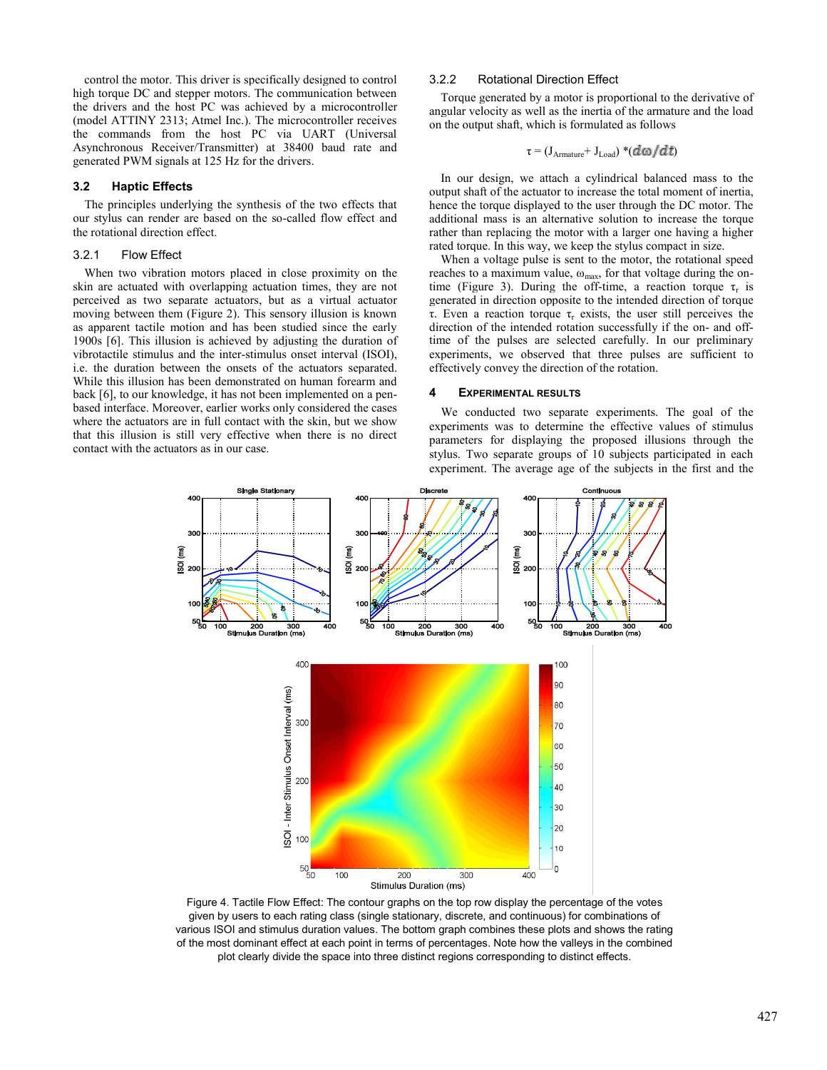control the motor. This driver is specifically designed to control high torque DC and stepper motors. The communication between the drivers and the host PC was achieved by a microcontroller (model ATTINY 2313; Atmel Inc.). The microcontroller receives the commands from the host PC via UART (Universal Asynchronous Receiver/Transmitter) at 38400 baud rate and generated PWM signals at 125 Hz for the drivers.

### 3.2 Haptic Effects

The principles underlying the synthesis of the two effects that our stylus can render are based on the so-called flow effect and the rotational direction effect.

#### 3.2.1 Flow Effect

When two vibration motors placed in close proximity on the skin are actuated with overlapping actuation times, they are not perceived as two separate actuators, but as a virtual actuator moving between them (Figure 2). This sensory illusion is known as apparent tactile motion and has been studied since the early 1900s [6]. This illusion is achieved by adjusting the duration of vibrotactile stimulus and the inter-stimulus onset interval (ISOI), i.e. the duration between the onsets of the actuators separated. While this illusion has been demonstrated on human forearm and back [6], to our knowledge, it has not been implemented on a pen-based interface. Moreover, earlier works only considered the cases where the actuators are in full contact with the skin, but we show that this illusion is still very effective when there is no direct contact with the actuators as in our case.

#### 3.2.2 Rotational Direction Effect

Torque generated by a motor is proportional to the derivative of angular velocity as well as the inertia of the armature and the load on the output shaft, which is formulated as follows

$$\tau = (J_{Armature} + J_{Load}) * (d\omega/dt)$$

In our design, we attach a cylindrical balanced mass to the output shaft of the actuator to increase the total moment of inertia, hence the torque displayed to the user through the DC motor. The additional mass is an alternative solution to increase the torque rather than replacing the motor with a larger one having a higher rated torque. In this way, we keep the stylus compact in size.

When a voltage pulse is sent to the motor, the rotational speed reaches to a maximum value, $\omega_{max}$, for that voltage during the on-time (Figure 3). During the off-time, a reaction torque $\tau_r$ is generated in direction opposite to the intended direction of torque $\tau$. Even a reaction torque $\tau_r$ exists, the user still perceives the direction of the intended rotation successfully if the on- and off-time of the pulses are selected carefully. In our preliminary experiments, we observed that three pulses are sufficient to effectively convey the direction of the rotation.

## 4 EXPERIMENTAL RESULTS

We conducted two separate experiments. The goal of the experiments was to determine the effective values of stimulus parameters for displaying the proposed illusions through the stylus. Two separate groups of 10 subjects participated in each experiment. The average age of the subjects in the first and the

Figure 4. Tactile Flow Effect: The contour graphs on the top row display the percentage of the votes given by users to each rating class (single stationary, discrete, and continuous) for combinations of various ISOI and stimulus duration values. The bottom graph combines these plots and shows the rating of the most dominant effect at each point in terms of percentages. Note how the valleys in the combined plot clearly divide the space into three distinct regions corresponding to distinct effects.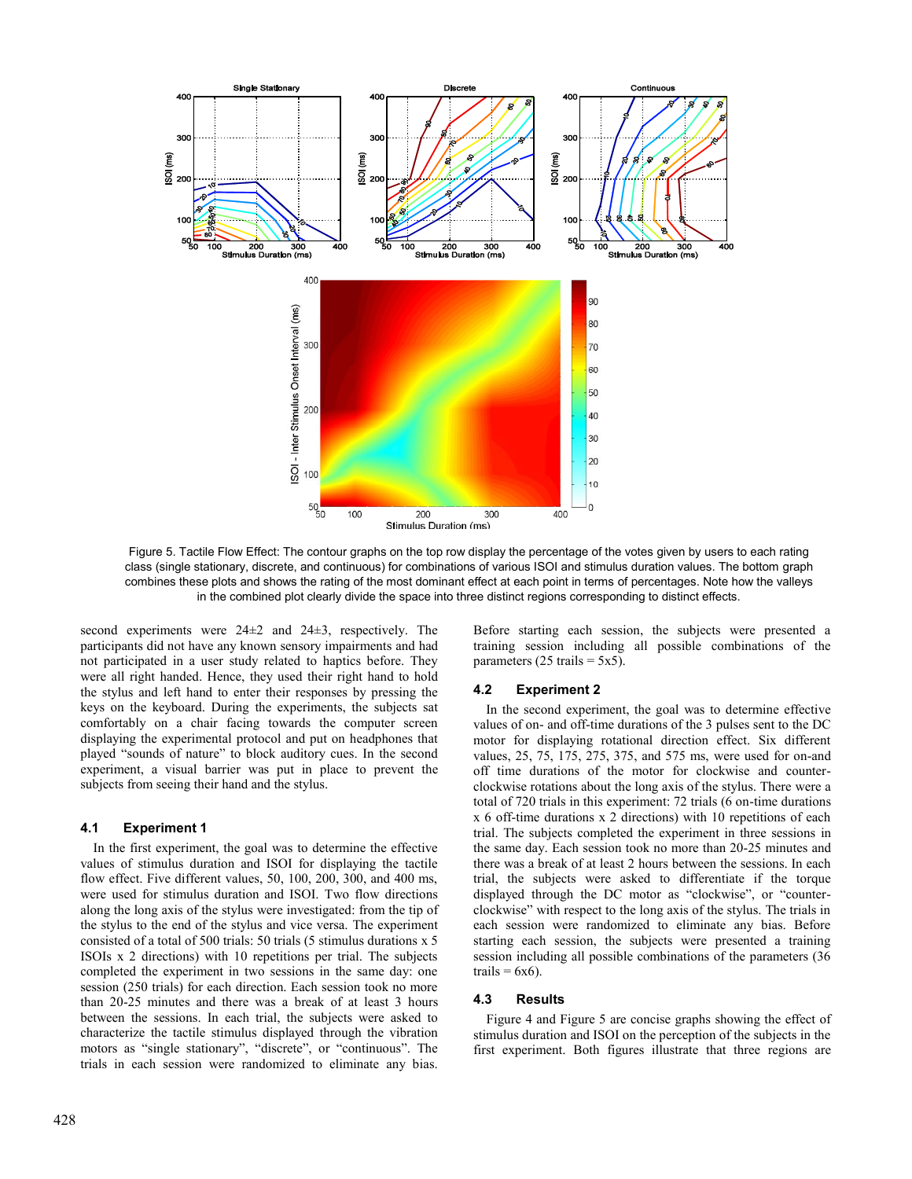Figure 5. Tactile Flow Effect: The contour graphs on the top row display the percentage of the votes given by users to each rating class (single stationary, discrete, and continuous) for combinations of various ISOI and stimulus duration values. The bottom graph combines these plots and shows the rating of the most dominant effect at each point in terms of percentages. Note how the valleys in the combined plot clearly divide the space into three distinct regions corresponding to distinct effects.

second experiments were 24±2 and 24±3, respectively. The participants did not have any known sensory impairments and had not participated in a user study related to haptics before. They were all right handed. Hence, they used their right hand to hold the stylus and left hand to enter their responses by pressing the keys on the keyboard. During the experiments, the subjects sat comfortably on a chair facing towards the computer screen displaying the experimental protocol and put on headphones that played "sounds of nature" to block auditory cues. In the second experiment, a visual barrier was put in place to prevent the subjects from seeing their hand and the stylus.

### 4.1 Experiment 1

In the first experiment, the goal was to determine the effective values of stimulus duration and ISOI for displaying the tactile flow effect. Five different values, 50, 100, 200, 300, and 400 ms, were used for stimulus duration and ISOI. Two flow directions along the long axis of the stylus were investigated: from the tip of the stylus to the end of the stylus and vice versa. The experiment consisted of a total of 500 trials: 50 trials (5 stimulus durations x 5 ISOIs x 2 directions) with 10 repetitions per trial. The subjects completed the experiment in two sessions in the same day: one session (250 trials) for each direction. Each session took no more than 20-25 minutes and there was a break of at least 3 hours between the sessions. In each trial, the subjects were asked to characterize the tactile stimulus displayed through the vibration motors as "single stationary", "discrete", or "continuous". The trials in each session were randomized to eliminate any bias. Before starting each session, the subjects were presented a training session including all possible combinations of the parameters (25 trails = 5x5).

### 4.2 Experiment 2

In the second experiment, the goal was to determine effective values of on- and off-time durations of the 3 pulses sent to the DC motor for displaying rotational direction effect. Six different values, 25, 75, 175, 275, 375, and 575 ms, were used for on-and off time durations of the motor for clockwise and counter-clockwise rotations about the long axis of the stylus. There were a total of 720 trials in this experiment: 72 trials (6 on-time durations x 6 off-time durations x 2 directions) with 10 repetitions of each trial. The subjects completed the experiment in three sessions in the same day. Each session took no more than 20-25 minutes and there was a break of at least 2 hours between the sessions. In each trial, the subjects were asked to differentiate if the torque displayed through the DC motor as "clockwise", or "counter-clockwise" with respect to the long axis of the stylus. The trials in each session were randomized to eliminate any bias. Before starting each session, the subjects were presented a training session including all possible combinations of the parameters (36 trails = 6x6).

### 4.3 Results

Figure 4 and Figure 5 are concise graphs showing the effect of stimulus duration and ISOI on the perception of the subjects in the first experiment. Both figures illustrate that three regions are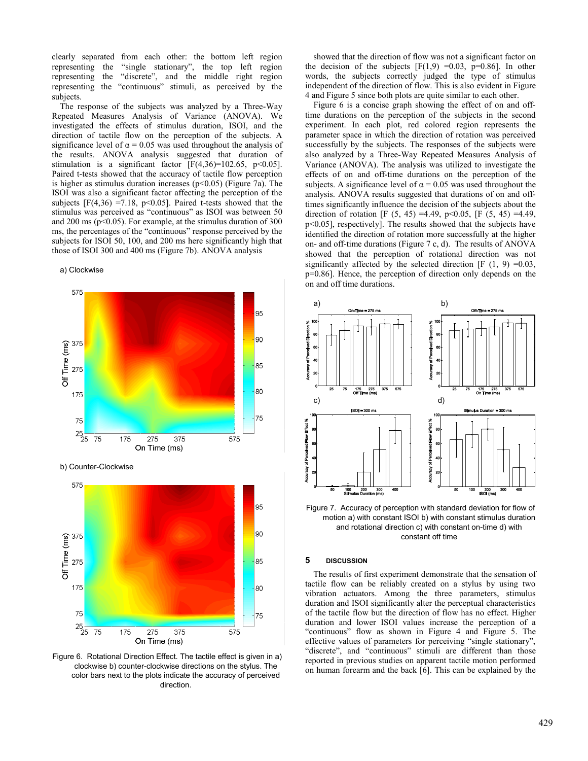clearly separated from each other: the bottom left region representing the "single stationary", the top left region representing the "discrete", and the middle right region representing the "continuous" stimuli, as perceived by the subjects.

The response of the subjects was analyzed by a Three-Way Repeated Measures Analysis of Variance (ANOVA). We investigated the effects of stimulus duration, ISOI, and the direction of tactile flow on the perception of the subjects. A significance level of $\alpha = 0.05$ was used throughout the analysis of the results. ANOVA analysis suggested that duration of stimulation is a significant factor [$F(4,36)=102.65$, $p<0.05$]. Paired t-tests showed that the accuracy of tactile flow perception is higher as stimulus duration increases ($p<0.05$) (Figure 7a). The ISOI was also a significant factor affecting the perception of the subjects [$F(4,36) = 7.18$, $p<0.05$]. Paired t-tests showed that the stimulus was perceived as "continuous" as ISOI was between 50 and 200 ms ($p<0.05$). For example, at the stimulus duration of 300 ms, the percentages of the "continuous" response perceived by the subjects for ISOI 50, 100, and 200 ms here significantly high that those of ISOI 300 and 400 ms (Figure 7b). ANOVA analysis showed that the direction of flow was not a significant factor on the decision of the subjects [$F(1,9) = 0.03$, $p=0.86$]. In other words, the subjects correctly judged the type of stimulus independent of the direction of flow. This is also evident in Figure 4 and Figure 5 since both plots are quite similar to each other.

Figure 6 is a concise graph showing the effect of on and off-time durations on the perception of the subjects in the second experiment. In each plot, red colored region represents the parameter space in which the direction of rotation was perceived successfully by the subjects. The responses of the subjects were also analyzed by a Three-Way Repeated Measures Analysis of Variance (ANOVA). The analysis was utilized to investigate the effects of on and off-time durations on the perception of the subjects. A significance level of $\alpha = 0.05$ was used throughout the analysis. ANOVA results suggested that durations of on and off-times significantly influence the decision of the subjects about the direction of rotation [$F(5, 45) = 4.49$, $p<0.05$, [$F(5, 45) = 4.49$, $p<0.05$], respectively]. The results showed that the subjects have identified the direction of rotation more successfully at the higher on- and off-time durations (Figure 7 c, d). The results of ANOVA showed that the perception of rotational direction was not significantly affected by the selected direction [$F(1, 9) = 0.03$, $p=0.86$]. Hence, the perception of direction only depends on the on and off time durations.

Figure 6. Rotational Direction Effect. The tactile effect is given in a) clockwise b) counter-clockwise directions on the stylus. The color bars next to the plots indicate the accuracy of perceived direction.

Figure 7. Accuracy of perception with standard deviation for flow of motion a) with constant ISOI b) with constant stimulus duration and rotational direction c) with constant on-time d) with constant off time

## 5 DISCUSSION

The results of first experiment demonstrate that the sensation of tactile flow can be reliably created on a stylus by using two vibration actuators. Among the three parameters, stimulus duration and ISOI significantly alter the perceptual characteristics of the tactile flow but the direction of flow has no effect. Higher duration and lower ISOI values increase the perception of a "continuous" flow as shown in Figure 4 and Figure 5. The effective values of parameters for perceiving "single stationary", "discrete", and "continuous" stimuli are different than those reported in previous studies on apparent tactile motion performed on human forearm and the back [6]. This can be explained by the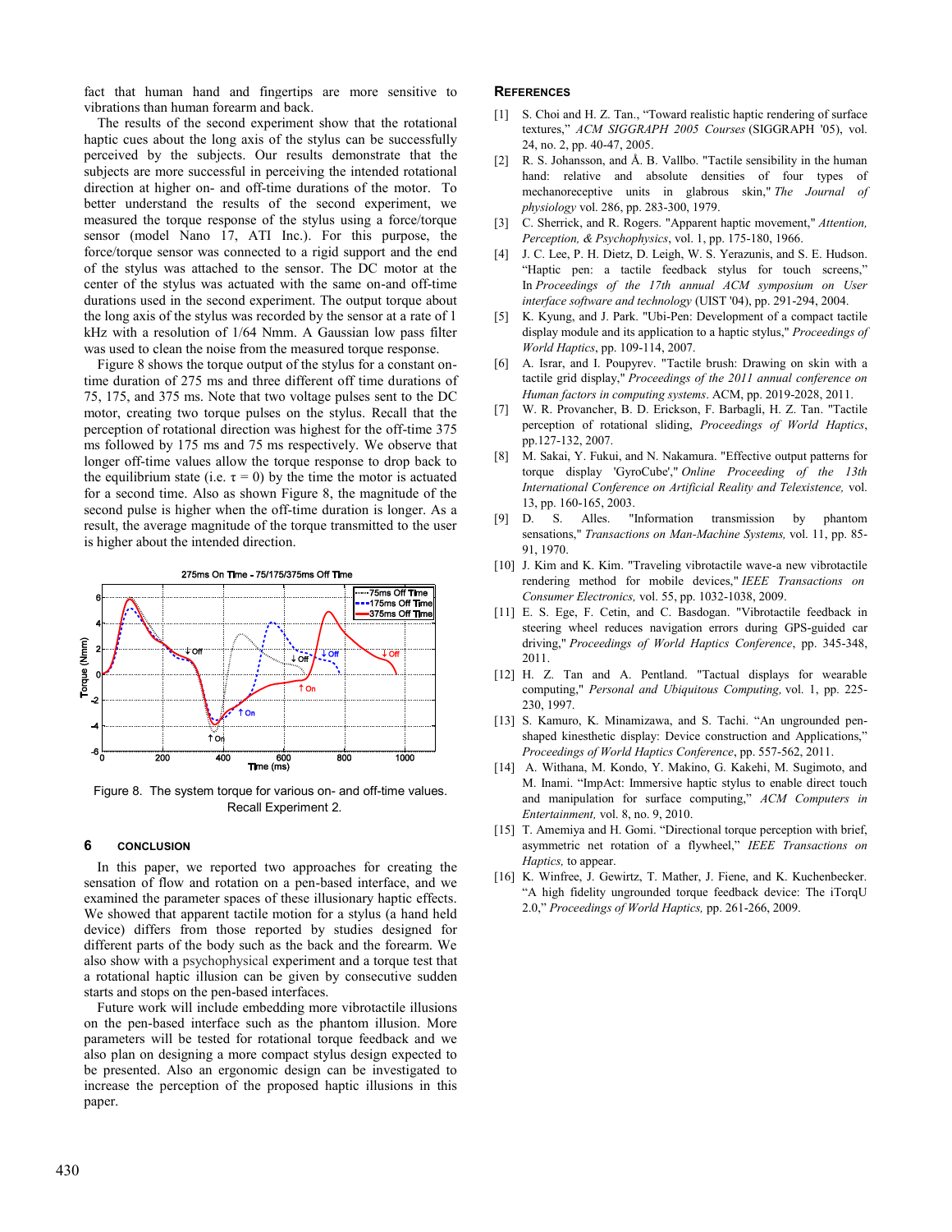fact that human hand and fingertips are more sensitive to vibrations than human forearm and back.

The results of the second experiment show that the rotational haptic cues about the long axis of the stylus can be successfully perceived by the subjects. Our results demonstrate that the subjects are more successful in perceiving the intended rotational direction at higher on- and off-time durations of the motor. To better understand the results of the second experiment, we measured the torque response of the stylus using a force/torque sensor (model Nano 17, ATI Inc.). For this purpose, the force/torque sensor was connected to a rigid support and the end of the stylus was attached to the sensor. The DC motor at the center of the stylus was actuated with the same on-and off-time durations used in the second experiment. The output torque about the long axis of the stylus was recorded by the sensor at a rate of 1 kHz with a resolution of 1/64 Nmm. A Gaussian low pass filter was used to clean the noise from the measured torque response.

Figure 8 shows the torque output of the stylus for a constant on-time duration of 275 ms and three different off time durations of 75, 175, and 375 ms. Note that two voltage pulses sent to the DC motor, creating two torque pulses on the stylus. Recall that the perception of rotational direction was highest for the off-time 375 ms followed by 175 ms and 75 ms respectively. We observe that longer off-time values allow the torque response to drop back to the equilibrium state (i.e. $\tau = 0$) by the time the motor is actuated for a second time. Also as shown Figure 8, the magnitude of the second pulse is higher when the off-time duration is longer. As a result, the average magnitude of the torque transmitted to the user is higher about the intended direction.

275ms On Time - 75/175/375ms Off Time

75ms Off Time
175ms Off Time
375ms Off Time

Torque (Nmm)

Time (ms)

Off
Off
Off
Off
On
On
On

Figure 8. The system torque for various on- and off-time values. Recall Experiment 2.

## 6 Conclusion

In this paper, we reported two approaches for creating the sensation of flow and rotation on a pen-based interface, and we examined the parameter spaces of these illusionary haptic effects. We showed that apparent tactile motion for a stylus (a hand held device) differs from those reported by studies designed for different parts of the body such as the back and the forearm. We also show with a psychophysical experiment and a torque test that a rotational haptic illusion can be given by consecutive sudden starts and stops on the pen-based interfaces.

Future work will include embedding more vibrotactile illusions on the pen-based interface such as the phantom illusion. More parameters will be tested for rotational torque feedback and we also plan on designing a more compact stylus design expected to be presented. Also an ergonomic design can be investigated to increase the perception of the proposed haptic illusions in this paper.

## References

[1] S. Choi and H. Z. Tan., "Toward realistic haptic rendering of surface textures," *ACM SIGGRAPH 2005 Courses* (SIGGRAPH '05), vol. 24, no. 2, pp. 40-47, 2005.

[2] R. S. Johansson, and Å. B. Vallbo. "Tactile sensibility in the human hand: relative and absolute densities of four types of mechanoreceptive units in glabrous skin," *The Journal of physiology* vol. 286, pp. 283-300, 1979.

[3] C. Sherrick, and R. Rogers. "Apparent haptic movement," *Attention, Perception, & Psychophysics*, vol. 1, pp. 175-180, 1966.

[4] J. C. Lee, P. H. Dietz, D. Leigh, W. S. Yerazunis, and S. E. Hudson. "Haptic pen: a tactile feedback stylus for touch screens," In *Proceedings of the 17th annual ACM symposium on User interface software and technology* (UIST '04), pp. 291-294, 2004.

[5] K. Kyung, and J. Park. "Ubi-Pen: Development of a compact tactile display module and its application to a haptic stylus," *Proceedings of World Haptics*, pp. 109-114, 2007.

[6] A. Israr, and I. Poupyrev. "Tactile brush: Drawing on skin with a tactile grid display," *Proceedings of the 2011 annual conference on Human factors in computing systems*. ACM, pp. 2019-2028, 2011.

[7] W. R. Provancher, B. D. Erickson, F. Barbagli, H. Z. Tan. "Tactile perception of rotational sliding, *Proceedings of World Haptics*, pp.127-132, 2007.

[8] M. Sakai, Y. Fukui, and N. Nakamura. "Effective output patterns for torque display 'GyroCube'," *Online Proceeding of the 13th International Conference on Artificial Reality and Telexistence,* vol. 13, pp. 160-165, 2003.

[9] D. S. Alles. "Information transmission by phantom sensations," *Transactions on Man-Machine Systems,* vol. 11, pp. 85-91, 1970.

[10] J. Kim and K. Kim. "Traveling vibrotactile wave-a new vibrotactile rendering method for mobile devices," *IEEE Transactions on Consumer Electronics,* vol. 55, pp. 1032-1038, 2009.

[11] E. S. Ege, F. Cetin, and C. Basdogan. "Vibrotactile feedback in steering wheel reduces navigation errors during GPS-guided car driving," *Proceedings of World Haptics Conference*, pp. 345-348, 2011.

[12] H. Z. Tan and A. Pentland. "Tactual displays for wearable computing," *Personal and Ubiquitous Computing,* vol. 1, pp. 225-230, 1997.

[13] S. Kamuro, K. Minamizawa, and S. Tachi. "An ungrounded pen-shaped kinesthetic display: Device construction and Applications," *Proceedings of World Haptics Conference*, pp. 557-562, 2011.

[14] A. Withana, M. Kondo, Y. Makino, G. Kakehi, M. Sugimoto, and M. Inami. "ImpAct: Immersive haptic stylus to enable direct touch and manipulation for surface computing," *ACM Computers in Entertainment,* vol. 8, no. 9, 2010.

[15] T. Amemiya and H. Gomi. "Directional torque perception with brief, asymmetric net rotation of a flywheel," *IEEE Transactions on Haptics,* to appear.

[16] K. Winfree, J. Gewirtz, T. Mather, J. Fiene, and K. Kuchenbecker. "A high fidelity ungrounded torque feedback device: The iTorqU 2.0," *Proceedings of World Haptics,* pp. 261-266, 2009.